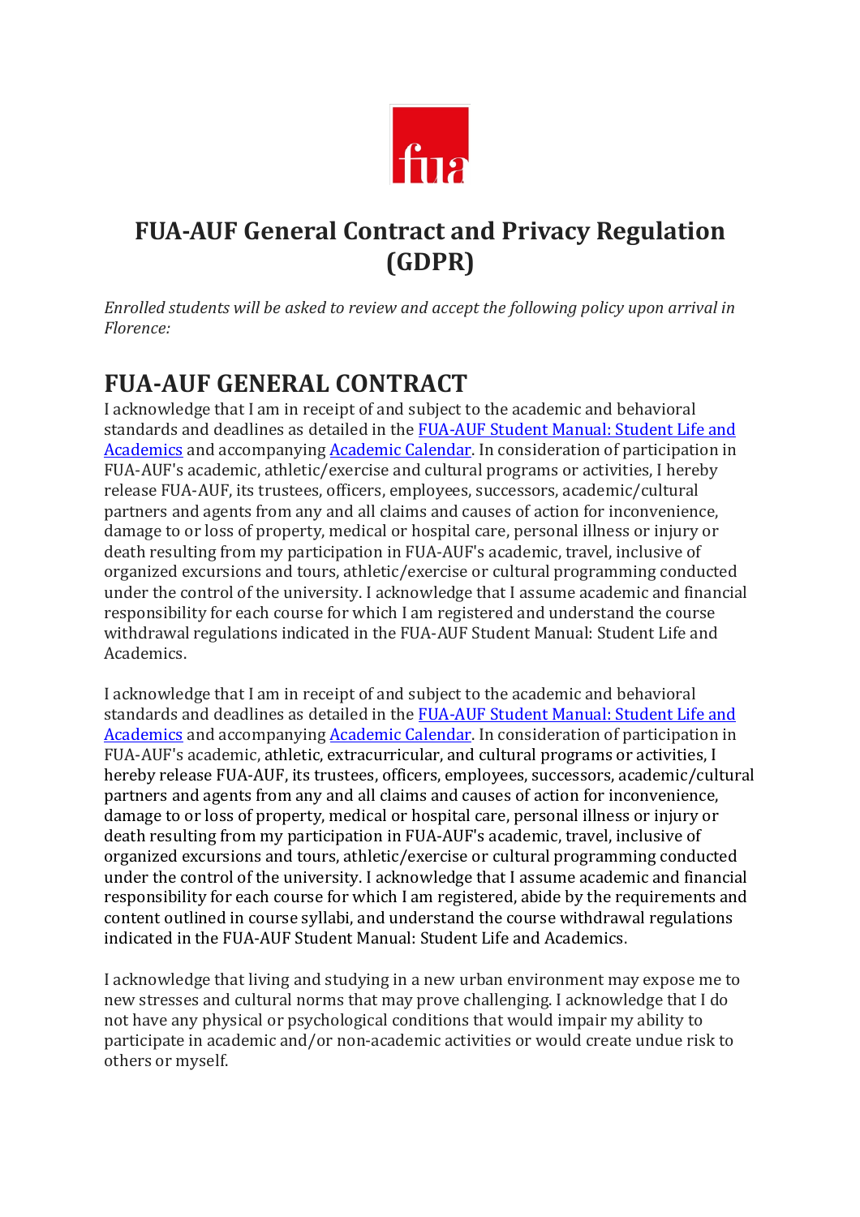# FUA-AUF General Contract and Privacy Regulation (GDPR)

*Enrolled students will be asked to review and accept the following policy upon arrival in Florence:*

## FUA-AUF GENERAL CONTRACT

I acknowledge that I am in receipt of and subject to the academic and behavioral standards and deadlines as detailed in the [FUA-AUF Student Manual: Student Life and Academics]() and accompanying [Academic Calendar](). In consideration of participation in FUA-AUF's academic, athletic/exercise and cultural programs or activities, I hereby release FUA-AUF, its trustees, officers, employees, successors, academic/cultural partners and agents from any and all claims and causes of action for inconvenience, damage to or loss of property, medical or hospital care, personal illness or injury or death resulting from my participation in FUA-AUF's academic, travel, inclusive of organized excursions and tours, athletic/exercise or cultural programming conducted under the control of the university. I acknowledge that I assume academic and financial responsibility for each course for which I am registered and understand the course withdrawal regulations indicated in the FUA-AUF Student Manual: Student Life and Academics.

I acknowledge that I am in receipt of and subject to the academic and behavioral standards and deadlines as detailed in the [FUA-AUF Student Manual: Student Life and Academics]() and accompanying [Academic Calendar](). In consideration of participation in FUA-AUF's academic, athletic, extracurricular, and cultural programs or activities, I hereby release FUA-AUF, its trustees, officers, employees, successors, academic/cultural partners and agents from any and all claims and causes of action for inconvenience, damage to or loss of property, medical or hospital care, personal illness or injury or death resulting from my participation in FUA-AUF's academic, travel, inclusive of organized excursions and tours, athletic/exercise or cultural programming conducted under the control of the university. I acknowledge that I assume academic and financial responsibility for each course for which I am registered, abide by the requirements and content outlined in course syllabi, and understand the course withdrawal regulations indicated in the FUA-AUF Student Manual: Student Life and Academics.

I acknowledge that living and studying in a new urban environment may expose me to new stresses and cultural norms that may prove challenging. I acknowledge that I do not have any physical or psychological conditions that would impair my ability to participate in academic and/or non-academic activities or would create undue risk to others or myself.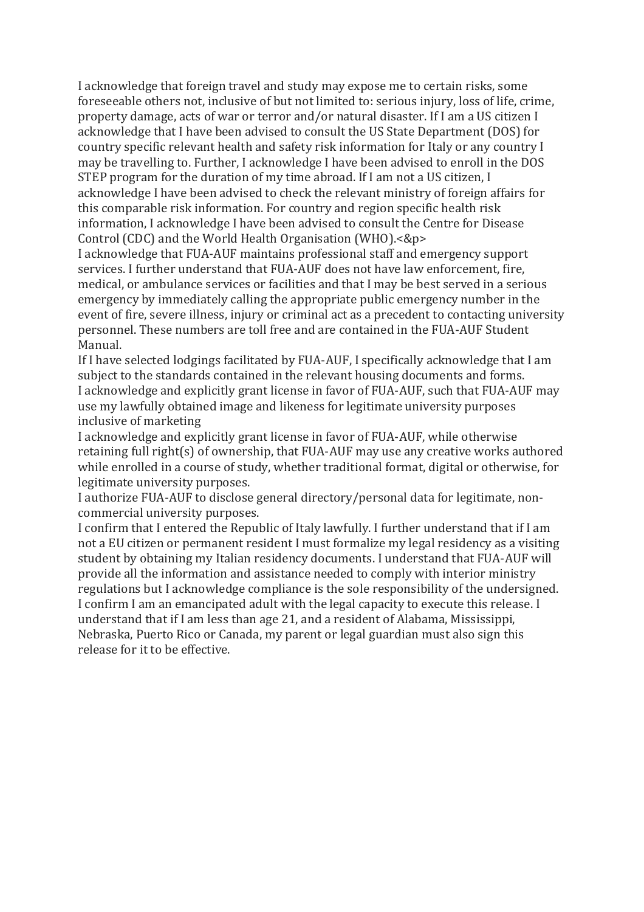I acknowledge that foreign travel and study may expose me to certain risks, some foreseeable others not, inclusive of but not limited to: serious injury, loss of life, crime, property damage, acts of war or terror and/or natural disaster. If I am a US citizen I acknowledge that I have been advised to consult the US State Department (DOS) for country specific relevant health and safety risk information for Italy or any country I may be travelling to. Further, I acknowledge I have been advised to enroll in the DOS STEP program for the duration of my time abroad. If I am not a US citizen, I acknowledge I have been advised to check the relevant ministry of foreign affairs for this comparable risk information. For country and region specific health risk information, I acknowledge I have been advised to consult the Centre for Disease Control (CDC) and the World Health Organisation (WHO).<&p>

I acknowledge that FUA-AUF maintains professional staff and emergency support services. I further understand that FUA-AUF does not have law enforcement, fire, medical, or ambulance services or facilities and that I may be best served in a serious emergency by immediately calling the appropriate public emergency number in the event of fire, severe illness, injury or criminal act as a precedent to contacting university personnel. These numbers are toll free and are contained in the FUA-AUF Student Manual.

If I have selected lodgings facilitated by FUA-AUF, I specifically acknowledge that I am subject to the standards contained in the relevant housing documents and forms.

I acknowledge and explicitly grant license in favor of FUA-AUF, such that FUA-AUF may use my lawfully obtained image and likeness for legitimate university purposes inclusive of marketing

I acknowledge and explicitly grant license in favor of FUA-AUF, while otherwise retaining full right(s) of ownership, that FUA-AUF may use any creative works authored while enrolled in a course of study, whether traditional format, digital or otherwise, for legitimate university purposes.

I authorize FUA-AUF to disclose general directory/personal data for legitimate, non-commercial university purposes.

I confirm that I entered the Republic of Italy lawfully. I further understand that if I am not a EU citizen or permanent resident I must formalize my legal residency as a visiting student by obtaining my Italian residency documents. I understand that FUA-AUF will provide all the information and assistance needed to comply with interior ministry regulations but I acknowledge compliance is the sole responsibility of the undersigned.

I confirm I am an emancipated adult with the legal capacity to execute this release. I understand that if I am less than age 21, and a resident of Alabama, Mississippi, Nebraska, Puerto Rico or Canada, my parent or legal guardian must also sign this release for it to be effective.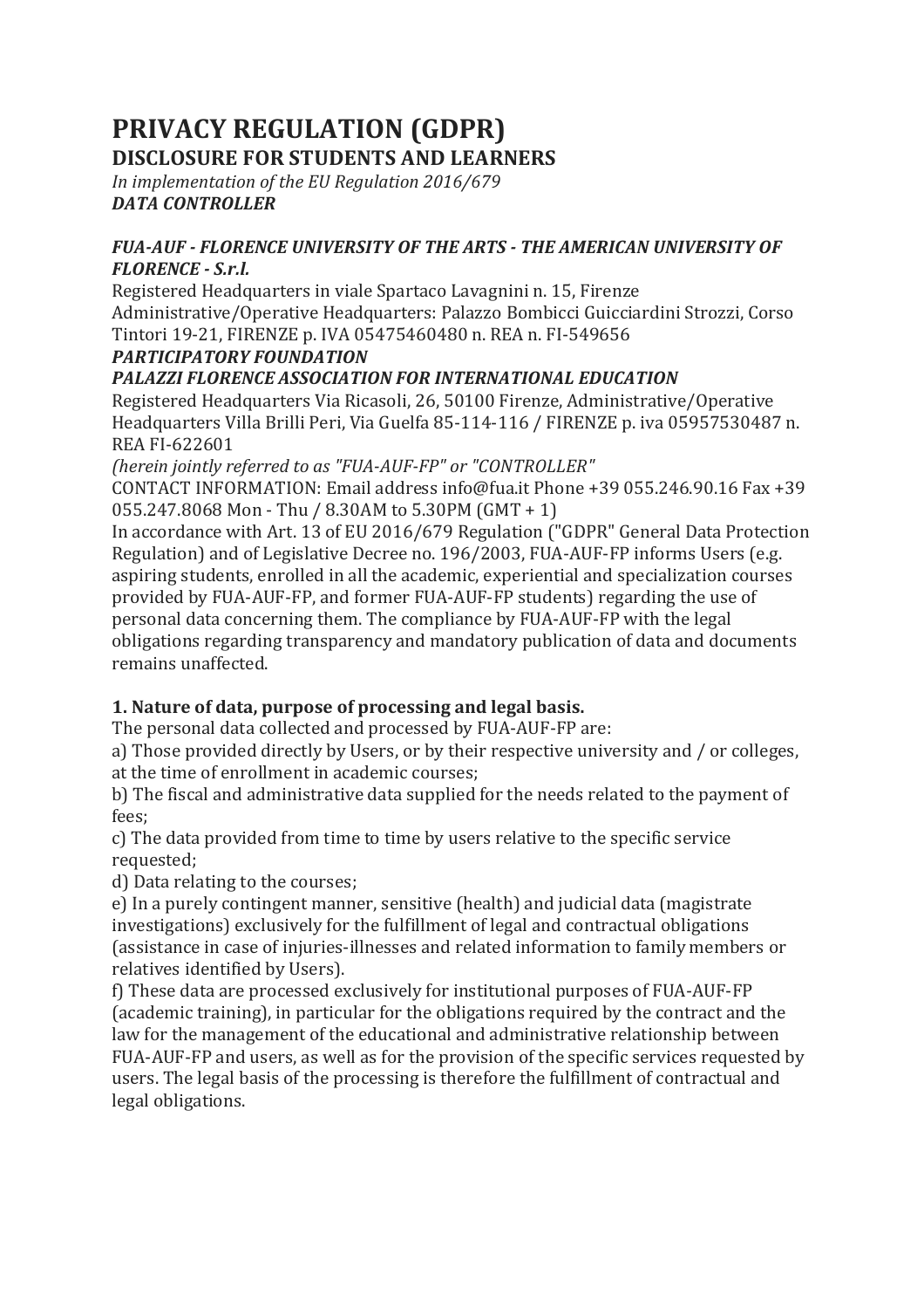# PRIVACY REGULATION (GDPR)

## DISCLOSURE FOR STUDENTS AND LEARNERS

*In implementation of the EU Regulation 2016/679*
***DATA CONTROLLER***

***FUA-AUF - FLORENCE UNIVERSITY OF THE ARTS - THE AMERICAN UNIVERSITY OF FLORENCE - S.r.l.***

Registered Headquarters in viale Spartaco Lavagnini n. 15, Firenze
Administrative/Operative Headquarters: Palazzo Bombicci Guicciardini Strozzi, Corso Tintori 19-21, FIRENZE p. IVA 05475460480 n. REA n. FI-549656

***PARTICIPATORY FOUNDATION***

***PALAZZI FLORENCE ASSOCIATION FOR INTERNATIONAL EDUCATION***

Registered Headquarters Via Ricasoli, 26, 50100 Firenze, Administrative/Operative Headquarters Villa Brilli Peri, Via Guelfa 85-114-116 / FIRENZE p. iva 05957530487 n. REA FI-622601

*(herein jointly referred to as "FUA-AUF-FP" or "CONTROLLER"*

CONTACT INFORMATION: Email address info@fua.it Phone +39 055.246.90.16 Fax +39 055.247.8068 Mon - Thu / 8.30AM to 5.30PM (GMT + 1)

In accordance with Art. 13 of EU 2016/679 Regulation ("GDPR" General Data Protection Regulation) and of Legislative Decree no. 196/2003, FUA-AUF-FP informs Users (e.g. aspiring students, enrolled in all the academic, experiential and specialization courses provided by FUA-AUF-FP, and former FUA-AUF-FP students) regarding the use of personal data concerning them. The compliance by FUA-AUF-FP with the legal obligations regarding transparency and mandatory publication of data and documents remains unaffected.

### 1. Nature of data, purpose of processing and legal basis.

The personal data collected and processed by FUA-AUF-FP are:

a) Those provided directly by Users, or by their respective university and / or colleges, at the time of enrollment in academic courses;

b) The fiscal and administrative data supplied for the needs related to the payment of fees;

c) The data provided from time to time by users relative to the specific service requested;

d) Data relating to the courses;

e) In a purely contingent manner, sensitive (health) and judicial data (magistrate investigations) exclusively for the fulfillment of legal and contractual obligations (assistance in case of injuries-illnesses and related information to family members or relatives identified by Users).

f) These data are processed exclusively for institutional purposes of FUA-AUF-FP (academic training), in particular for the obligations required by the contract and the law for the management of the educational and administrative relationship between FUA-AUF-FP and users, as well as for the provision of the specific services requested by users. The legal basis of the processing is therefore the fulfillment of contractual and legal obligations.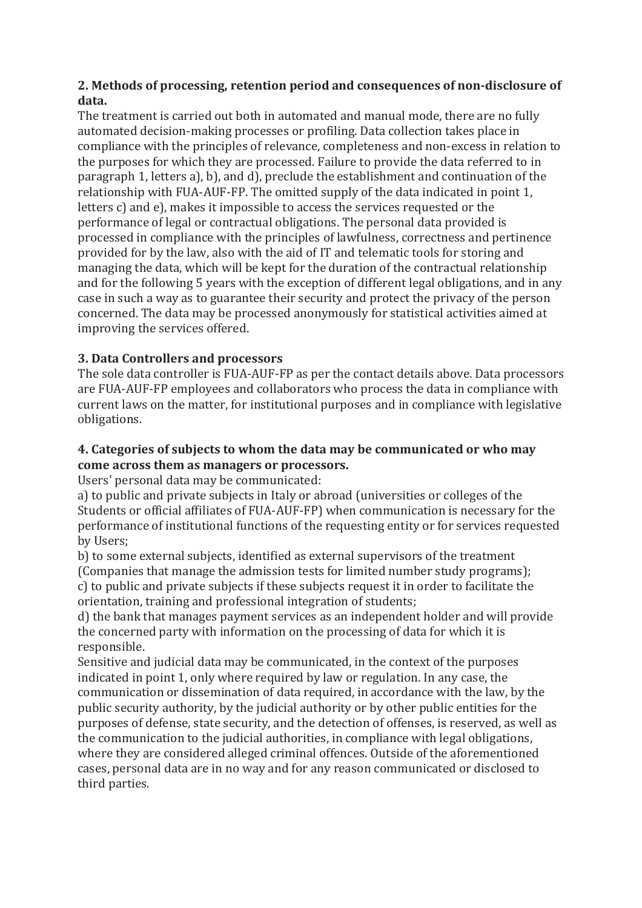## 2. Methods of processing, retention period and consequences of non-disclosure of data.

The treatment is carried out both in automated and manual mode, there are no fully automated decision-making processes or profiling. Data collection takes place in compliance with the principles of relevance, completeness and non-excess in relation to the purposes for which they are processed. Failure to provide the data referred to in paragraph 1, letters a), b), and d), preclude the establishment and continuation of the relationship with FUA-AUF-FP. The omitted supply of the data indicated in point 1, letters c) and e), makes it impossible to access the services requested or the performance of legal or contractual obligations. The personal data provided is processed in compliance with the principles of lawfulness, correctness and pertinence provided for by the law, also with the aid of IT and telematic tools for storing and managing the data, which will be kept for the duration of the contractual relationship and for the following 5 years with the exception of different legal obligations, and in any case in such a way as to guarantee their security and protect the privacy of the person concerned. The data may be processed anonymously for statistical activities aimed at improving the services offered.

## 3. Data Controllers and processors

The sole data controller is FUA-AUF-FP as per the contact details above. Data processors are FUA-AUF-FP employees and collaborators who process the data in compliance with current laws on the matter, for institutional purposes and in compliance with legislative obligations.

## 4. Categories of subjects to whom the data may be communicated or who may come across them as managers or processors.

Users' personal data may be communicated:

a) to public and private subjects in Italy or abroad (universities or colleges of the Students or official affiliates of FUA-AUF-FP) when communication is necessary for the performance of institutional functions of the requesting entity or for services requested by Users;

b) to some external subjects, identified as external supervisors of the treatment (Companies that manage the admission tests for limited number study programs);

c) to public and private subjects if these subjects request it in order to facilitate the orientation, training and professional integration of students;

d) the bank that manages payment services as an independent holder and will provide the concerned party with information on the processing of data for which it is responsible.

Sensitive and judicial data may be communicated, in the context of the purposes indicated in point 1, only where required by law or regulation. In any case, the communication or dissemination of data required, in accordance with the law, by the public security authority, by the judicial authority or by other public entities for the purposes of defense, state security, and the detection of offenses, is reserved, as well as the communication to the judicial authorities, in compliance with legal obligations, where they are considered alleged criminal offences. Outside of the aforementioned cases, personal data are in no way and for any reason communicated or disclosed to third parties.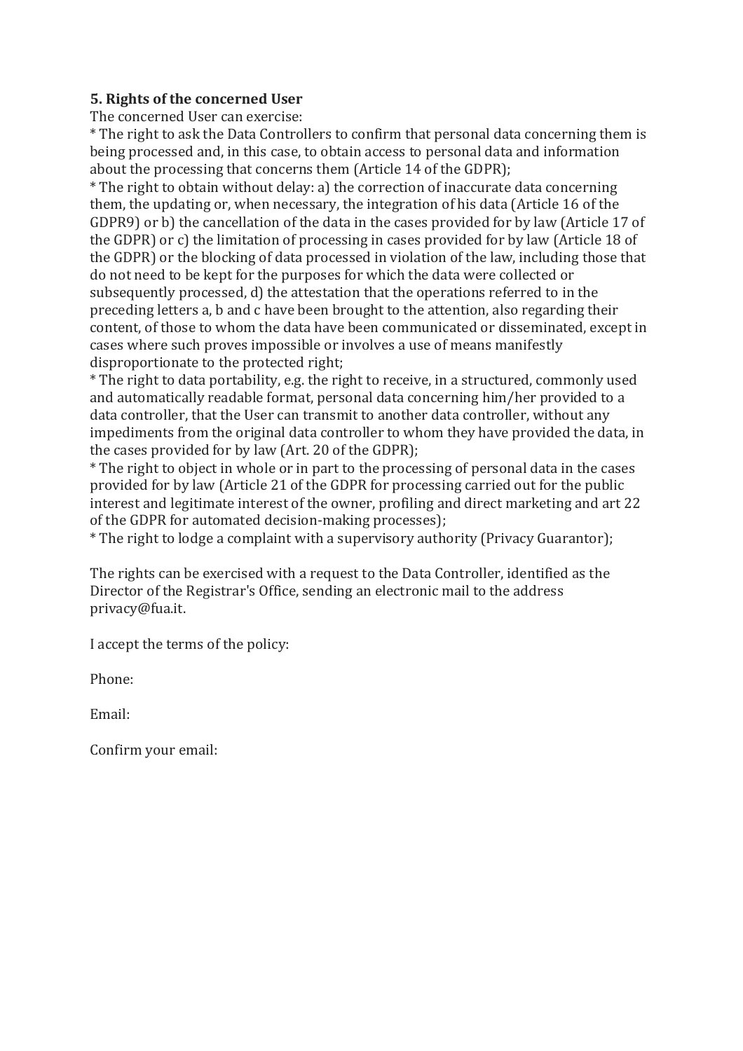**5. Rights of the concerned User**

The concerned User can exercise:

* The right to ask the Data Controllers to confirm that personal data concerning them is being processed and, in this case, to obtain access to personal data and information about the processing that concerns them (Article 14 of the GDPR);

* The right to obtain without delay: a) the correction of inaccurate data concerning them, the updating or, when necessary, the integration of his data (Article 16 of the GDPR9) or b) the cancellation of the data in the cases provided for by law (Article 17 of the GDPR) or c) the limitation of processing in cases provided for by law (Article 18 of the GDPR) or the blocking of data processed in violation of the law, including those that do not need to be kept for the purposes for which the data were collected or subsequently processed, d) the attestation that the operations referred to in the preceding letters a, b and c have been brought to the attention, also regarding their content, of those to whom the data have been communicated or disseminated, except in cases where such proves impossible or involves a use of means manifestly disproportionate to the protected right;

* The right to data portability, e.g. the right to receive, in a structured, commonly used and automatically readable format, personal data concerning him/her provided to a data controller, that the User can transmit to another data controller, without any impediments from the original data controller to whom they have provided the data, in the cases provided for by law (Art. 20 of the GDPR);

* The right to object in whole or in part to the processing of personal data in the cases provided for by law (Article 21 of the GDPR for processing carried out for the public interest and legitimate interest of the owner, profiling and direct marketing and art 22 of the GDPR for automated decision-making processes);

* The right to lodge a complaint with a supervisory authority (Privacy Guarantor);

The rights can be exercised with a request to the Data Controller, identified as the Director of the Registrar's Office, sending an electronic mail to the address privacy@fua.it.

I accept the terms of the policy:

Phone:

Email:

Confirm your email: